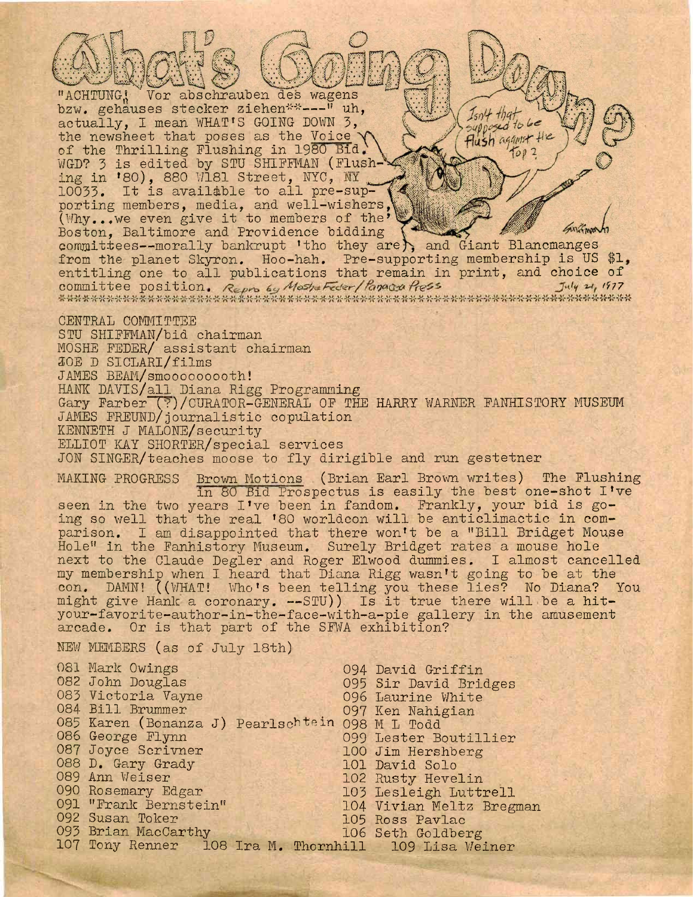# What's Going Down?

"ACHTUNG! Vor abschrauben des wagens bzw. gehäuses stecker ziehen**---" uh, actually, I mean WHAT'S GOING DOWN 3, the newsheet that poses as the Voice of the Thrilling Flushing in 1980 Bid. WGD? 3 is edited by STU SHIFFMAN (Flushing in '80), 880 W181 Street, NYC, NY 10033. It is available to all pre-supporting members, media, and well-wishers, (Why...we even give it to members of the Boston, Baltimore and Providence bidding committees--morally bankrupt 'tho they are), and Giant Blancmanges from the planet Skyron. Hoo-hah. Pre-supporting membership is US $1, entitling one to all publications that remain in print, and choice of committee position. Repro by Moshe Feder/Panacea Press July 21, 1977

Isn't that supposed to be Flush against the top?

***************************************************************************

CENTRAL COMMITTEE
STU SHIFFMAN/bid chairman
MOSHE FEDER/ assistant chairman
JOE D SICLARI/films
JAMES BEAM/smoooooooooth!
HANK DAVIS/all Diana Rigg Programming
Gary Farber (?)/CURATOR-GENERAL OF THE HARRY WARNER FANHISTORY MUSEUM
JAMES FREUND/journalistic copulation
KENNETH J MALONE/security
ELLIOT KAY SHORTER/special services
JON SINGER/teaches moose to fly dirigible and run gestetner

MAKING PROGRESS Brown Motions (Brian Earl Brown writes) The Flushing In 80 Bid Prospectus is easily the best one-shot I've seen in the two years I've been in fandom. Frankly, your bid is going so well that the real '80 worldcon will be anticlimactic in comparison. I am disappointed that there won't be a "Bill Bridget Mouse Hole" in the Fanhistory Museum. Surely Bridget rates a mouse hole next to the Claude Degler and Roger Elwood dummies. I almost cancelled my membership when I heard that Diana Rigg wasn't going to be at the con. DAMN! ((WHAT! Who's been telling you these lies? No Diana? You might give Hank a coronary. --STU)) Is it true there will be a hit-your-favorite-author-in-the-face-with-a-pie gallery in the amusement arcade. Or is that part of the SFWA exhibition?

NEW MEMBERS (as of July 18th)

081 Mark Owings
082 John Douglas
083 Victoria Vayne
084 Bill Brummer
085 Karen (Bonanza J) Pearlschtein
086 George Flynn
087 Joyce Scrivner
088 D. Gary Grady
089 Ann Weiser
090 Rosemary Edgar
091 "Frank Bernstein"
092 Susan Toker
093 Brian MacCarthy
094 David Griffin
095 Sir David Bridges
096 Laurine White
097 Ken Nahigian
098 M L Todd
099 Lester Boutillier
100 Jim Hershberg
101 David Solo
102 Rusty Hevelin
103 Lesleigh Luttrell
104 Vivian Meltz Bregman
105 Ross Pavlac
106 Seth Goldberg
107 Tony Renner
108 Ira M. Thornhill
109 Lisa Weiner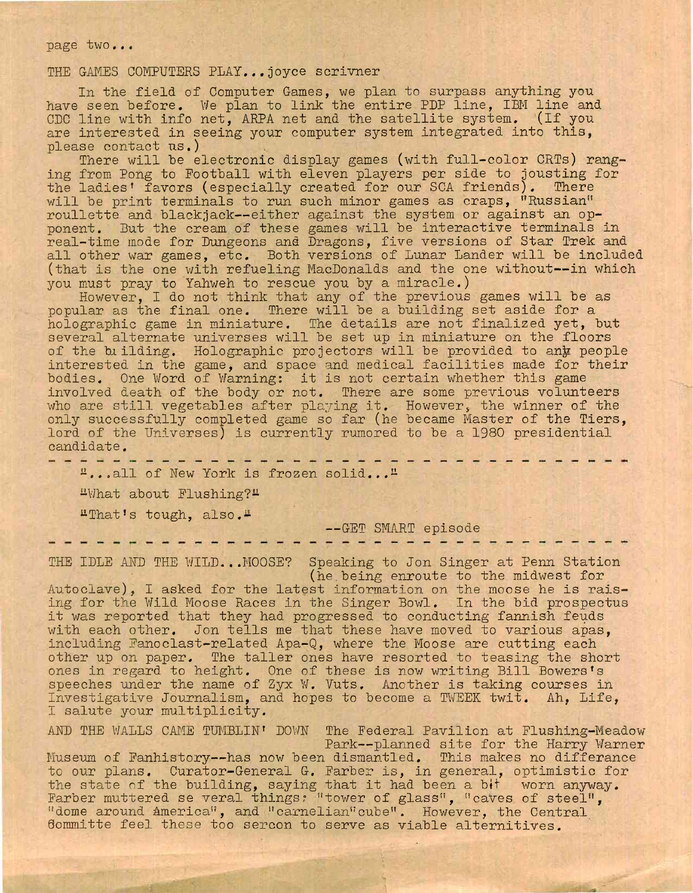page two...

THE GAMES COMPUTERS PLAY...joyce scrivner

In the field of Computer Games, we plan to surpass anything you have seen before. We plan to link the entire PDP line, IBM line and CDC line with info net, ARPA net and the satellite system. (If you are interested in seeing your computer system integrated into this, please contact us.)

There will be electronic display games (with full-color CRTs) ranging from Pong to Football with eleven players per side to jousting for the ladies' favors (especially created for our SCA friends). There will be print terminals to run such minor games as craps, "Russian" roullette and blackjack--either against the system or against an opponent. But the cream of these games will be interactive terminals in real-time mode for Dungeons and Dragons, five versions of Star Trek and all other war games, etc. Both versions of Lunar Lander will be included (that is the one with refueling MacDonalds and the one without--in which you must pray to Yahweh to rescue you by a miracle.)

However, I do not think that any of the previous games will be as popular as the final one. There will be a building set aside for a holographic game in miniature. The details are not finalized yet, but several alternate universes will be set up in miniature on the floors of the building. Holographic projectors will be provided to any people interested in the game, and space and medical facilities made for their bodies. One Word of Warning: it is not certain whether this game involved death of the body or not. There are some previous volunteers who are still vegetables after playing it. However, the winner of the only successfully completed game so far (he became Master of the Tiers, lord of the Universes) is currently rumored to be a 1980 presidential candidate.

- - - - - - - - - - - - - - - - - - - - - - - - - - - - - - - - - - -

"...all of New York is frozen solid..."

"What about Flushing?"

"That's tough, also."

--GET SMART episode

- - - - - - - - - - - - - - - - - - - - - - - - - - - - - - - - - - -

THE IDLE AND THE WILD...MOOSE? Speaking to Jon Singer at Penn Station (he being enroute to the midwest for Autoclave), I asked for the latest information on the moose he is raising for the Wild Moose Races in the Singer Bowl. In the bid prospectus it was reported that they had progressed to conducting fannish feuds with each other. Jon tells me that these have moved to various apas, including Fanoclast-related Apa-Q, where the Moose are cutting each other up on paper. The taller ones have resorted to teasing the short ones in regard to height. One of these is now writing Bill Bowers's speeches under the name of Zyx W. Vuts. Another is taking courses in Investigative Journalism, and hopes to become a TWEEK twit. Ah, Life, I salute your multiplicity.

AND THE WALLS CAME TUMBLIN' DOWN The Federal Pavilion at Flushing-Meadow Park--planned site for the Harry Warner Museum of Fanhistory--has now been dismantled. This makes no differance to our plans. Curator-General G. Farber is, in general, optimistic for the state of the building, saying that it had been a bit worn anyway. Farber muttered several things: "tower of glass", "caves of steel", "dome around America", and "carnelian cube". However, the Central Committe feel these too sercon to serve as viable alternitives.